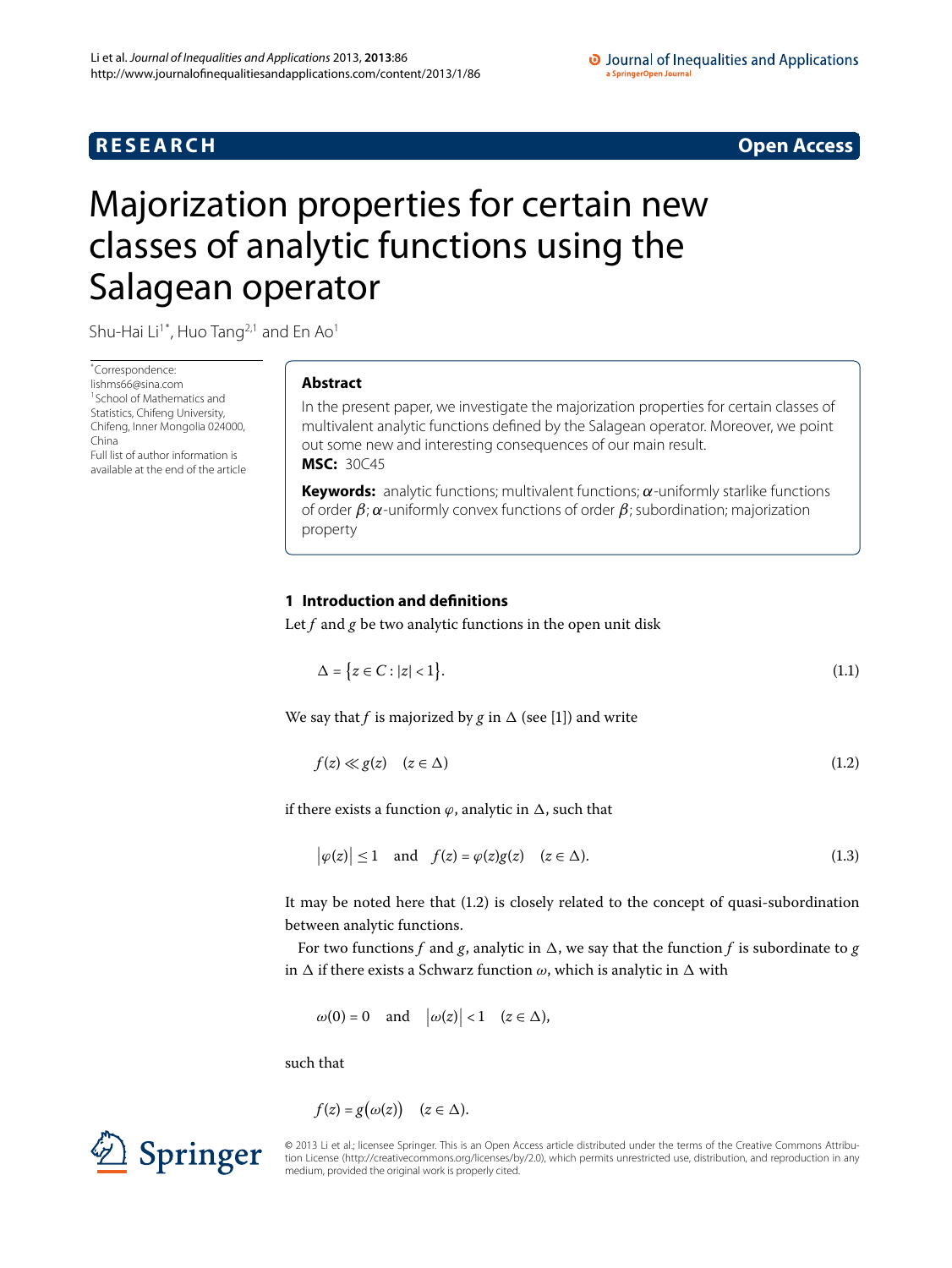**RESEARCH** **Open Access**

# Majorization properties for certain new classes of analytic functions using the Salagean operator

Shu-Hai Li[1*], Huo Tang[2,1] and En Ao[1]

*Correspondence: lishms66@sina.com
[1]School of Mathematics and Statistics, Chifeng University, Chifeng, Inner Mongolia 024000, China
Full list of author information is available at the end of the article

## Abstract

In the present paper, we investigate the majorization properties for certain classes of multivalent analytic functions defined by the Salagean operator. Moreover, we point out some new and interesting consequences of our main result.

**MSC:** 30C45

**Keywords:** analytic functions; multivalent functions; $\alpha$-uniformly starlike functions of order $\beta$; $\alpha$-uniformly convex functions of order $\beta$; subordination; majorization property

## 1 Introduction and definitions

Let $f$ and $g$ be two analytic functions in the open unit disk

$$\Delta = \{z \in C : |z| < 1\}. \tag{1.1}$$

We say that $f$ is majorized by $g$ in $\Delta$ (see [1]) and write

$$f(z) \ll g(z) \quad (z \in \Delta) \tag{1.2}$$

if there exists a function $\varphi$, analytic in $\Delta$, such that

$$|\varphi(z)| \le 1 \quad \text{and} \quad f(z) = \varphi(z)g(z) \quad (z \in \Delta). \tag{1.3}$$

It may be noted here that (1.2) is closely related to the concept of quasi-subordination between analytic functions.

For two functions $f$ and $g$, analytic in $\Delta$, we say that the function $f$ is subordinate to $g$ in $\Delta$ if there exists a Schwarz function $\omega$, which is analytic in $\Delta$ with

$$\omega(0) = 0 \quad \text{and} \quad |\omega(z)| < 1 \quad (z \in \Delta),$$

such that

$$f(z) = g(\omega(z)) \quad (z \in \Delta).$$

© 2013 Li et al.; licensee Springer. This is an Open Access article distributed under the terms of the Creative Commons Attribution License (http://creativecommons.org/licenses/by/2.0), which permits unrestricted use, distribution, and reproduction in any medium, provided the original work is properly cited.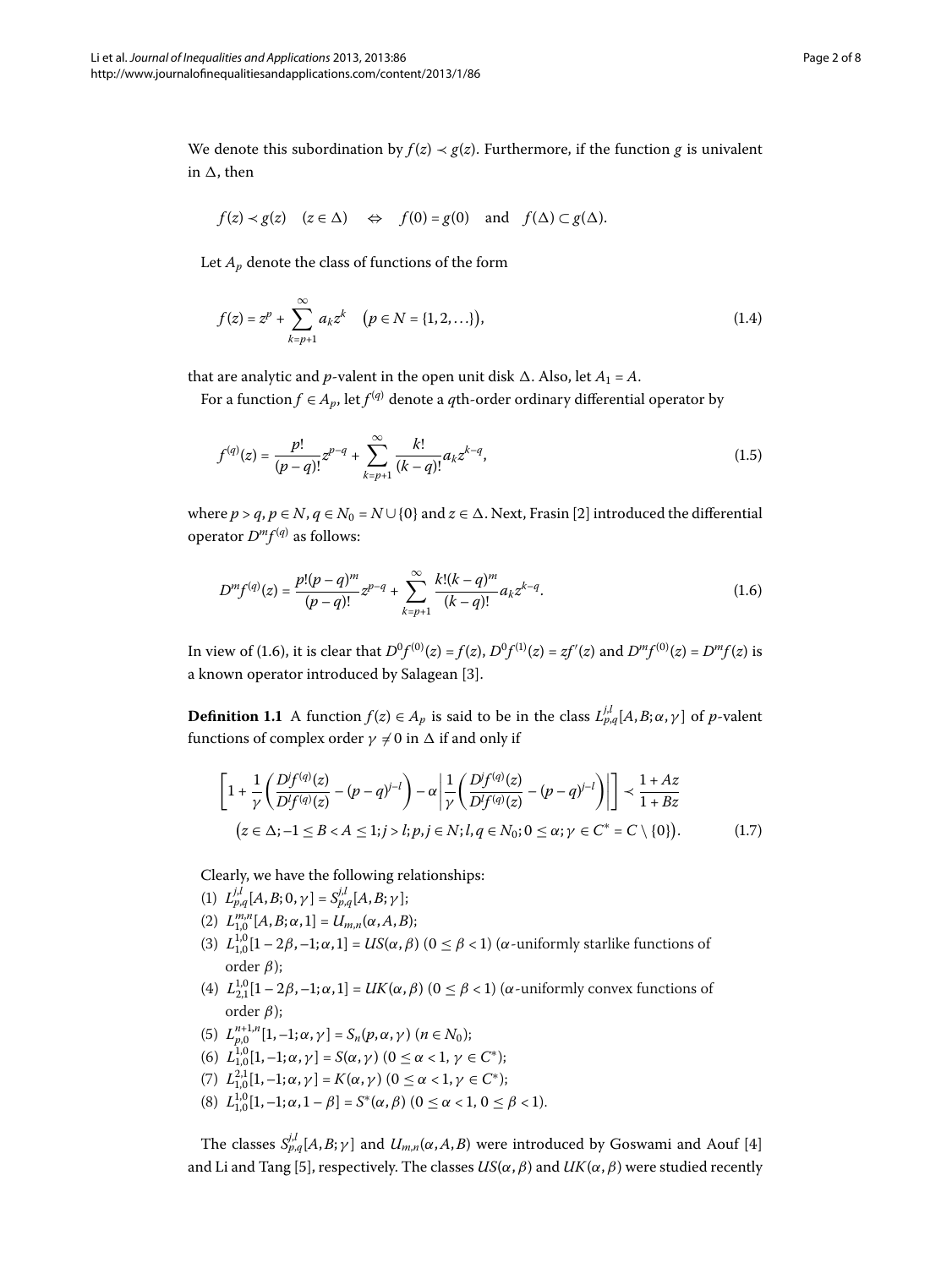We denote this subordination by $f(z) \prec g(z)$. Furthermore, if the function $g$ is univalent in $\Delta$, then

$$f(z) \prec g(z) \quad (z \in \Delta) \quad \Leftrightarrow \quad f(0) = g(0) \quad \text{and} \quad f(\Delta) \subset g(\Delta).$$

Let $A_p$ denote the class of functions of the form

$$f(z) = z^p + \sum_{k=p+1}^{\infty} a_k z^k \quad \bigl(p \in N = \{1, 2, \ldots\}\bigr), \tag{1.4}$$

that are analytic and $p$-valent in the open unit disk $\Delta$. Also, let $A_1 = A$.

For a function $f \in A_p$, let $f^{(q)}$ denote a $q$th-order ordinary differential operator by

$$f^{(q)}(z) = \frac{p!}{(p-q)!} z^{p-q} + \sum_{k=p+1}^{\infty} \frac{k!}{(k-q)!} a_k z^{k-q}, \tag{1.5}$$

where $p > q$, $p \in N$, $q \in N_0 = N \cup \{0\}$ and $z \in \Delta$. Next, Frasin [2] introduced the differential operator $D^m f^{(q)}$ as follows:

$$D^m f^{(q)}(z) = \frac{p!(p-q)^m}{(p-q)!} z^{p-q} + \sum_{k=p+1}^{\infty} \frac{k!(k-q)^m}{(k-q)!} a_k z^{k-q}. \tag{1.6}$$

In view of (1.6), it is clear that $D^0 f^{(0)}(z) = f(z)$, $D^0 f^{(1)}(z) = zf'(z)$ and $D^m f^{(0)}(z) = D^m f(z)$ is a known operator introduced by Salagean [3].

**Definition 1.1** A function $f(z) \in A_p$ is said to be in the class $L_{p,q}^{j,l}[A, B; \alpha, \gamma]$ of $p$-valent functions of complex order $\gamma \neq 0$ in $\Delta$ if and only if

$$\left[1 + \frac{1}{\gamma}\left(\frac{D^j f^{(q)}(z)}{D^l f^{(q)}(z)} - (p-q)^{j-l}\right) - \alpha \left|\frac{1}{\gamma}\left(\frac{D^j f^{(q)}(z)}{D^l f^{(q)}(z)} - (p-q)^{j-l}\right)\right|\right] \prec \frac{1 + Az}{1 + Bz}$$
$$\bigl(z \in \Delta; -1 \le B < A \le 1; j > l; p, j \in N; l, q \in N_0; 0 \le \alpha; \gamma \in C^* = C \setminus \{0\}\bigr). \tag{1.7}$$

Clearly, we have the following relationships:

(1) $L_{p,q}^{j,l}[A, B; 0, \gamma] = S_{p,q}^{j,l}[A, B; \gamma]$;
(2) $L_{1,0}^{m,n}[A, B; \alpha, 1] = U_{m,n}(\alpha, A, B)$;
(3) $L_{1,0}^{1,0}[1 - 2\beta, -1; \alpha, 1] = US(\alpha, \beta)$ $(0 \le \beta < 1)$ ($\alpha$-uniformly starlike functions of order $\beta$);
(4) $L_{2,1}^{1,0}[1 - 2\beta, -1; \alpha, 1] = UK(\alpha, \beta)$ $(0 \le \beta < 1)$ ($\alpha$-uniformly convex functions of order $\beta$);
(5) $L_{p,0}^{n+1,n}[1, -1; \alpha, \gamma] = S_n(p, \alpha, \gamma)$ $(n \in N_0)$;
(6) $L_{1,0}^{1,0}[1, -1; \alpha, \gamma] = S(\alpha, \gamma)$ $(0 \le \alpha < 1, \gamma \in C^*)$;
(7) $L_{1,0}^{2,1}[1, -1; \alpha, \gamma] = K(\alpha, \gamma)$ $(0 \le \alpha < 1, \gamma \in C^*)$;
(8) $L_{1,0}^{1,0}[1, -1; \alpha, 1 - \beta] = S^*(\alpha, \beta)$ $(0 \le \alpha < 1, 0 \le \beta < 1)$.

The classes $S_{p,q}^{j,l}[A, B; \gamma]$ and $U_{m,n}(\alpha, A, B)$ were introduced by Goswami and Aouf [4] and Li and Tang [5], respectively. The classes $US(\alpha, \beta)$ and $UK(\alpha, \beta)$ were studied recently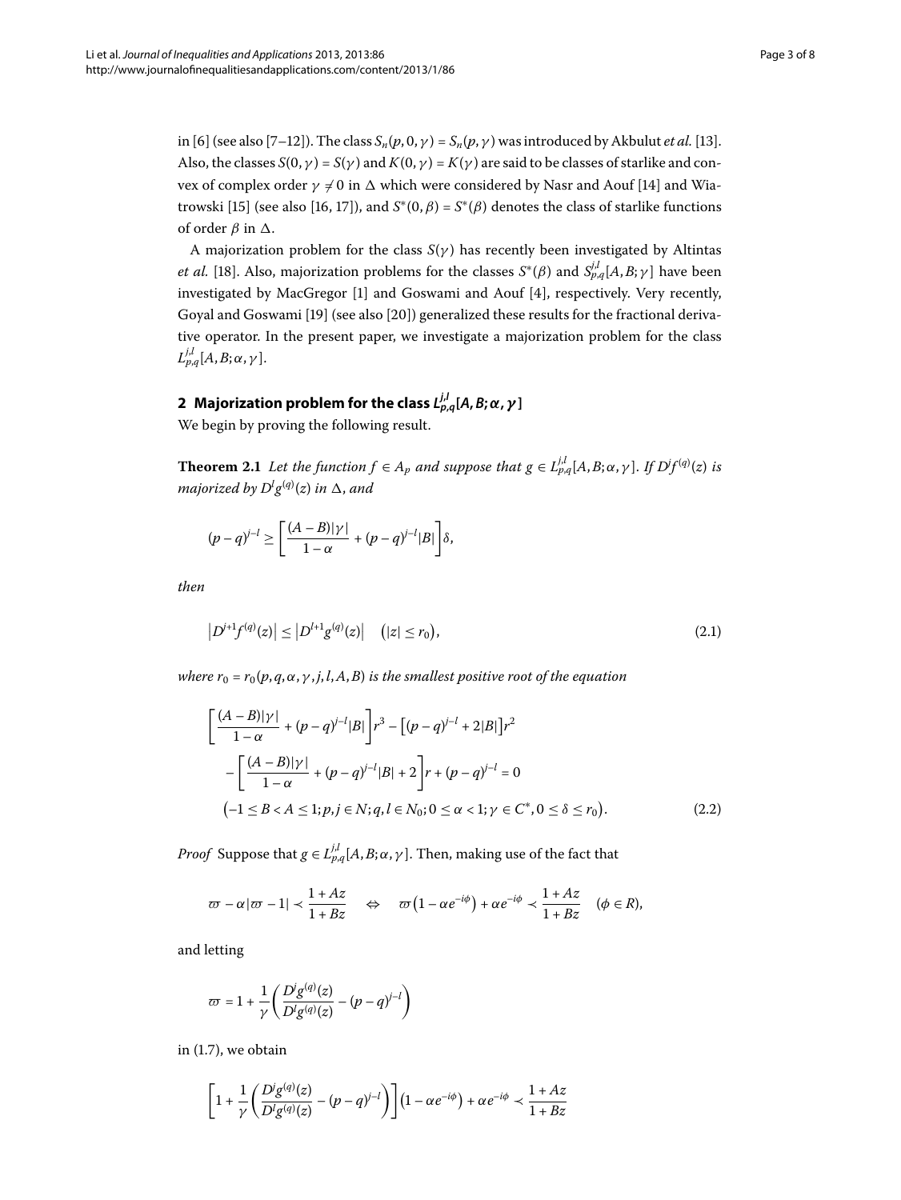in [6] (see also [7–12]). The class $S_n(p,0,\gamma) = S_n(p,\gamma)$ was introduced by Akbulut *et al.* [13]. Also, the classes $S(0,\gamma) = S(\gamma)$ and $K(0,\gamma) = K(\gamma)$ are said to be classes of starlike and convex of complex order $\gamma \neq 0$ in $\Delta$ which were considered by Nasr and Aouf [14] and Wiatrowski [15] (see also [16, 17]), and $S^*(0,\beta) = S^*(\beta)$ denotes the class of starlike functions of order $\beta$ in $\Delta$.

A majorization problem for the class $S(\gamma)$ has recently been investigated by Altintas *et al.* [18]. Also, majorization problems for the classes $S^*(\beta)$ and $S^{j,l}_{p,q}[A,B;\gamma]$ have been investigated by MacGregor [1] and Goswami and Aouf [4], respectively. Very recently, Goyal and Goswami [19] (see also [20]) generalized these results for the fractional derivative operator. In the present paper, we investigate a majorization problem for the class $L^{j,l}_{p,q}[A,B;\alpha,\gamma]$.

## 2 Majorization problem for the class $L^{j,l}_{p,q}[A,B;\alpha,\gamma]$

We begin by proving the following result.

**Theorem 2.1** *Let the function $f \in A_p$ and suppose that $g \in L^{j,l}_{p,q}[A,B;\alpha,\gamma]$. If $D^j f^{(q)}(z)$ is majorized by $D^l g^{(q)}(z)$ in $\Delta$, and*

$$(p-q)^{j-l} \geq \left[\frac{(A-B)|\gamma|}{1-\alpha} + (p-q)^{j-l}|B|\right]\delta,$$

*then*

$$\left|D^{j+1} f^{(q)}(z)\right| \leq \left|D^{l+1} g^{(q)}(z)\right| \quad \left(|z| \leq r_0\right), \tag{2.1}$$

*where $r_0 = r_0(p,q,\alpha,\gamma,j,l,A,B)$ is the smallest positive root of the equation*

$$\begin{aligned}
&\left[\frac{(A-B)|\gamma|}{1-\alpha} + (p-q)^{j-l}|B|\right]r^3 - \left[(p-q)^{j-l} + 2|B|\right]r^2 \\
&\quad - \left[\frac{(A-B)|\gamma|}{1-\alpha} + (p-q)^{j-l}|B| + 2\right]r + (p-q)^{j-l} = 0 \\
&\left(-1 \leq B < A \leq 1; p,j \in N; q,l \in N_0; 0 \leq \alpha < 1; \gamma \in C^*, 0 \leq \delta \leq r_0\right).
\end{aligned} \tag{2.2}$$

*Proof* Suppose that $g \in L^{j,l}_{p,q}[A,B;\alpha,\gamma]$. Then, making use of the fact that

$$\varpi - \alpha|\varpi - 1| \prec \frac{1+Az}{1+Bz} \quad \Leftrightarrow \quad \varpi\left(1-\alpha e^{-i\phi}\right) + \alpha e^{-i\phi} \prec \frac{1+Az}{1+Bz} \quad (\phi \in R),$$

and letting

$$\varpi = 1 + \frac{1}{\gamma}\left(\frac{D^j g^{(q)}(z)}{D^l g^{(q)}(z)} - (p-q)^{j-l}\right)$$

in (1.7), we obtain

$$\left[1 + \frac{1}{\gamma}\left(\frac{D^j g^{(q)}(z)}{D^l g^{(q)}(z)} - (p-q)^{j-l}\right)\right]\left(1-\alpha e^{-i\phi}\right) + \alpha e^{-i\phi} \prec \frac{1+Az}{1+Bz}$$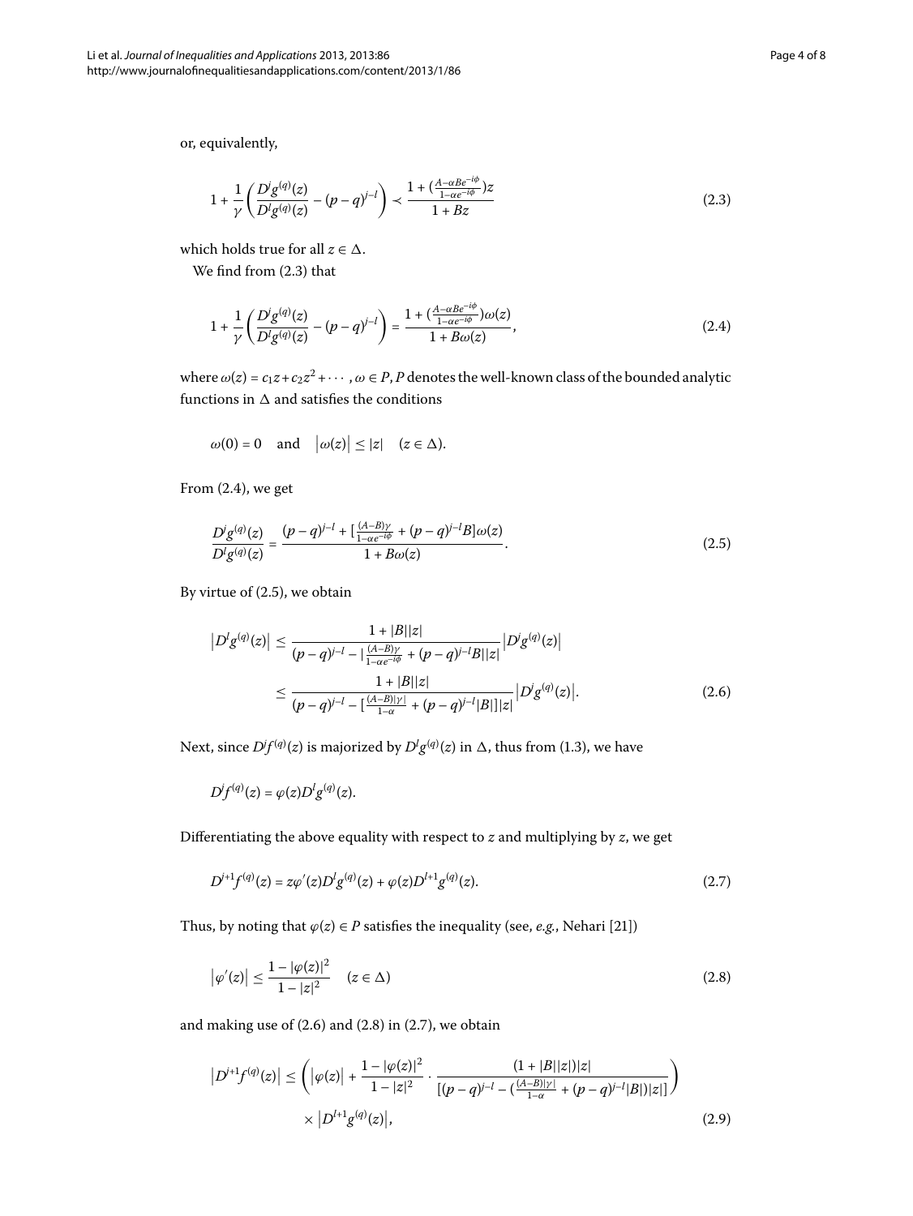or, equivalently,

$$1 + \frac{1}{\gamma}\left(\frac{D^j g^{(q)}(z)}{D^l g^{(q)}(z)} - (p-q)^{j-l}\right) \prec \frac{1 + (\frac{A-\alpha Be^{-i\phi}}{1-\alpha e^{-i\phi}})z}{1+Bz} \tag{2.3}$$

which holds true for all $z \in \Delta$.

We find from (2.3) that

$$1 + \frac{1}{\gamma}\left(\frac{D^j g^{(q)}(z)}{D^l g^{(q)}(z)} - (p-q)^{j-l}\right) = \frac{1 + (\frac{A-\alpha Be^{-i\phi}}{1-\alpha e^{-i\phi}})\omega(z)}{1+B\omega(z)}, \tag{2.4}$$

where $\omega(z) = c_1 z + c_2 z^2 + \cdots$, $\omega \in P$, $P$ denotes the well-known class of the bounded analytic functions in $\Delta$ and satisfies the conditions

$$\omega(0) = 0 \quad \text{and} \quad |\omega(z)| \le |z| \quad (z \in \Delta).$$

From (2.4), we get

$$\frac{D^j g^{(q)}(z)}{D^l g^{(q)}(z)} = \frac{(p-q)^{j-l} + [\frac{(A-B)\gamma}{1-\alpha e^{-i\phi}} + (p-q)^{j-l}B]\omega(z)}{1+B\omega(z)}. \tag{2.5}$$

By virtue of (2.5), we obtain

$$\begin{aligned} |D^l g^{(q)}(z)| &\le \frac{1+|B||z|}{(p-q)^{j-l} - |\frac{(A-B)\gamma}{1-\alpha e^{-i\phi}} + (p-q)^{j-l}B||z|}|D^j g^{(q)}(z)| \\ &\le \frac{1+|B||z|}{(p-q)^{j-l} - [\frac{(A-B)|\gamma|}{1-\alpha} + (p-q)^{j-l}|B|]|z|}|D^j g^{(q)}(z)|. \end{aligned} \tag{2.6}$$

Next, since $D^j f^{(q)}(z)$ is majorized by $D^l g^{(q)}(z)$ in $\Delta$, thus from (1.3), we have

$$D^j f^{(q)}(z) = \varphi(z) D^l g^{(q)}(z).$$

Differentiating the above equality with respect to $z$ and multiplying by $z$, we get

$$D^{j+1} f^{(q)}(z) = z\varphi'(z) D^l g^{(q)}(z) + \varphi(z) D^{l+1} g^{(q)}(z). \tag{2.7}$$

Thus, by noting that $\varphi(z) \in P$ satisfies the inequality (see, *e.g.*, Nehari [21])

$$|\varphi'(z)| \le \frac{1-|\varphi(z)|^2}{1-|z|^2} \quad (z \in \Delta) \tag{2.8}$$

and making use of (2.6) and (2.8) in (2.7), we obtain

$$\begin{aligned} |D^{j+1} f^{(q)}(z)| \le {}& \left(|\varphi(z)| + \frac{1-|\varphi(z)|^2}{1-|z|^2} \cdot \frac{(1+|B||z|)|z|}{[(p-q)^{j-l} - (\frac{(A-B)|\gamma|}{1-\alpha} + (p-q)^{j-l}|B|)|z|]}\right) \\ & \times |D^{l+1} g^{(q)}(z)|, \end{aligned} \tag{2.9}$$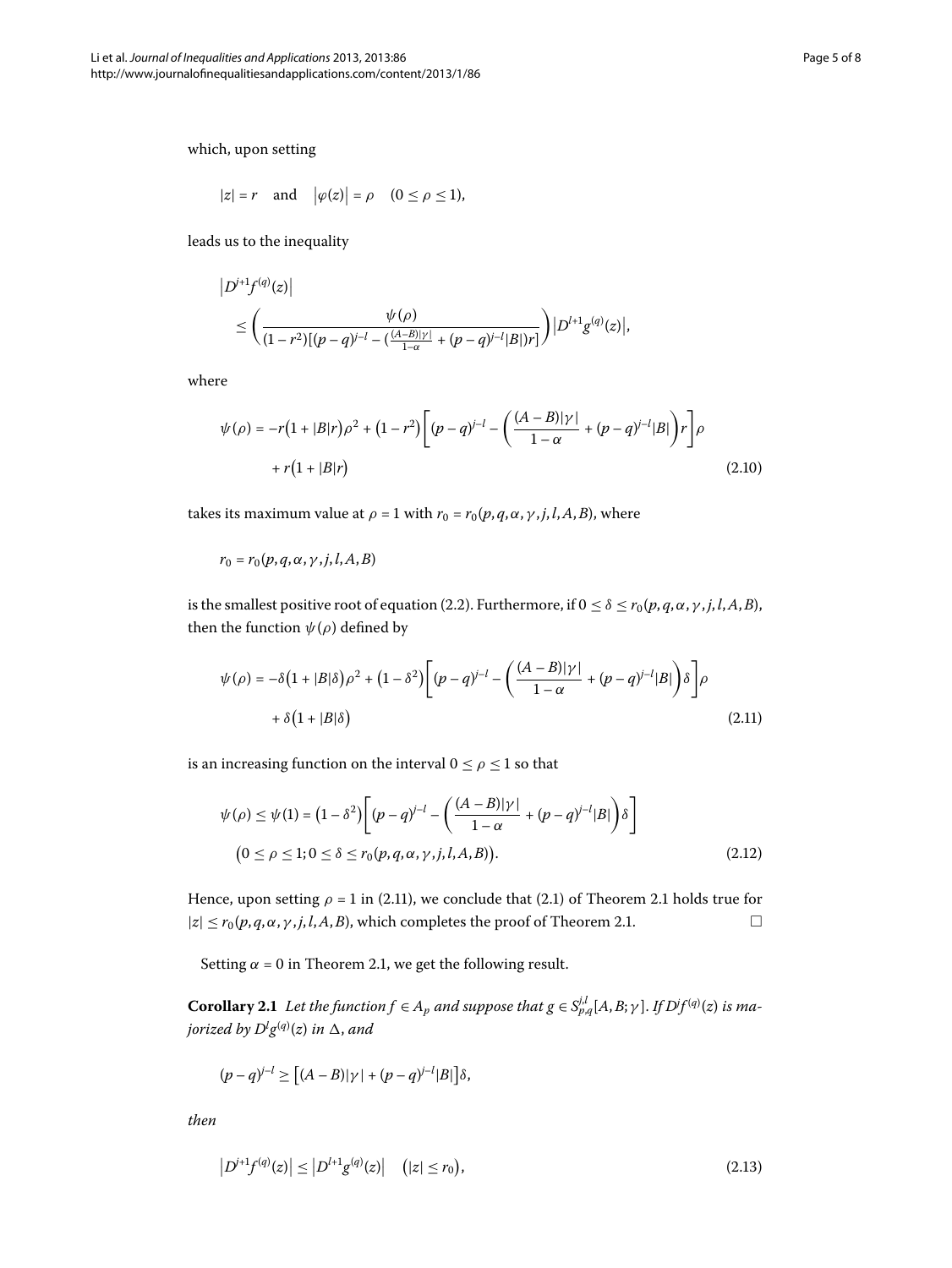which, upon setting

$$|z| = r \quad \text{and} \quad |\varphi(z)| = \rho \quad (0 \le \rho \le 1),$$

leads us to the inequality

$$\begin{aligned} &\left|D^{j+1} f^{(q)}(z)\right| \\ &\quad \le \left( \frac{\psi(\rho)}{(1-r^2)[(p-q)^{j-l} - (\frac{(A-B)|\gamma|}{1-\alpha} + (p-q)^{j-l}|B|)r]} \right) \left|D^{l+1} g^{(q)}(z)\right|, \end{aligned}$$

where

$$\begin{aligned} \psi(\rho) = {}& -r\bigl(1+|B|r\bigr)\rho^2 + \bigl(1-r^2\bigr)\left[(p-q)^{j-l} - \left(\frac{(A-B)|\gamma|}{1-\alpha} + (p-q)^{j-l}|B|\right)r\right]\rho \\ & + r\bigl(1+|B|r\bigr) \end{aligned} \tag{2.10}$$

takes its maximum value at $\rho = 1$ with $r_0 = r_0(p,q,\alpha,\gamma,j,l,A,B)$, where

$$r_0 = r_0(p,q,\alpha,\gamma,j,l,A,B)$$

is the smallest positive root of equation (2.2). Furthermore, if $0 \le \delta \le r_0(p,q,\alpha,\gamma,j,l,A,B)$, then the function $\psi(\rho)$ defined by

$$\begin{aligned} \psi(\rho) = {}& -\delta\bigl(1+|B|\delta\bigr)\rho^2 + \bigl(1-\delta^2\bigr)\left[(p-q)^{j-l} - \left(\frac{(A-B)|\gamma|}{1-\alpha} + (p-q)^{j-l}|B|\right)\delta\right]\rho \\ & + \delta\bigl(1+|B|\delta\bigr) \end{aligned} \tag{2.11}$$

is an increasing function on the interval $0 \le \rho \le 1$ so that

$$\begin{aligned} &\psi(\rho) \le \psi(1) = \bigl(1-\delta^2\bigr)\left[(p-q)^{j-l} - \left(\frac{(A-B)|\gamma|}{1-\alpha} + (p-q)^{j-l}|B|\right)\delta\right] \\ &\bigl(0 \le \rho \le 1; 0 \le \delta \le r_0(p,q,\alpha,\gamma,j,l,A,B)\bigr). \end{aligned} \tag{2.12}$$

Hence, upon setting $\rho = 1$ in (2.11), we conclude that (2.1) of Theorem 2.1 holds true for $|z| \le r_0(p,q,\alpha,\gamma,j,l,A,B)$, which completes the proof of Theorem 2.1. □

Setting $\alpha = 0$ in Theorem 2.1, we get the following result.

**Corollary 2.1** *Let the function $f \in A_p$ and suppose that $g \in S_{p,q}^{j,l}[A,B;\gamma]$. If $D^j f^{(q)}(z)$ is majorized by $D^l g^{(q)}(z)$ in $\Delta$, and*

$$(p-q)^{j-l} \ge \bigl[(A-B)|\gamma| + (p-q)^{j-l}|B|\bigr]\delta,$$

*then*

$$\left|D^{j+1} f^{(q)}(z)\right| \le \left|D^{l+1} g^{(q)}(z)\right| \quad \bigl(|z| \le r_0\bigr), \tag{2.13}$$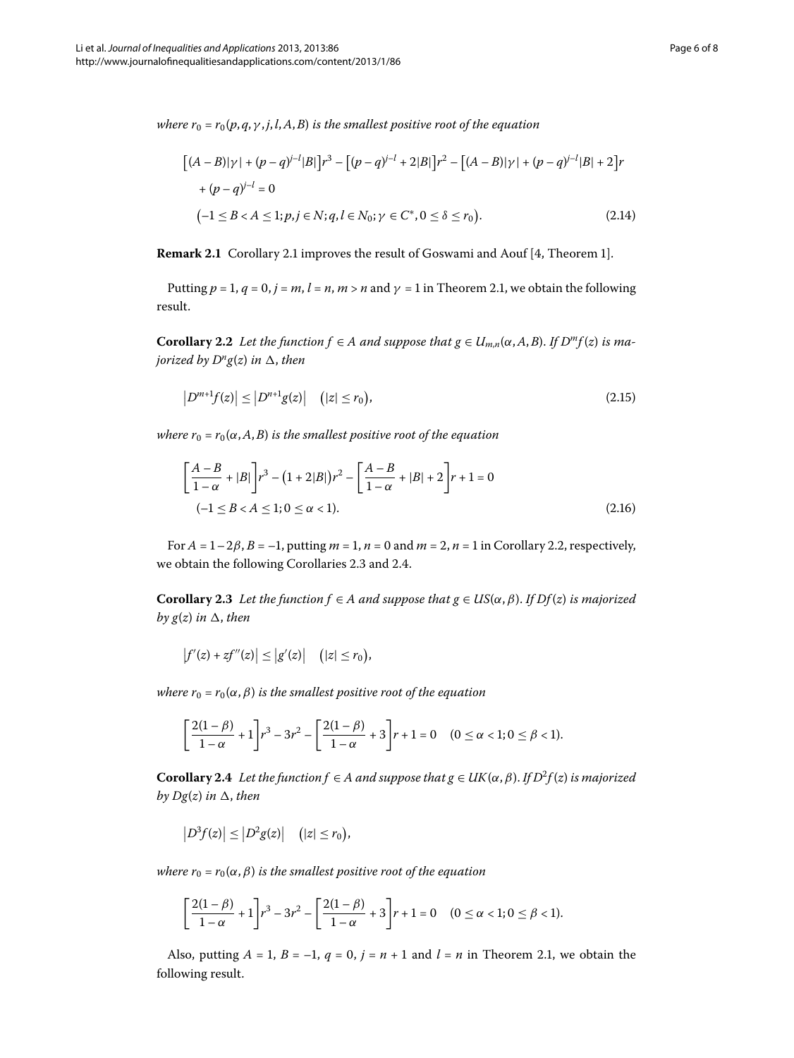*where $r_0 = r_0(p,q,\gamma,j,l,A,B)$ is the smallest positive root of the equation*

$$
\begin{aligned}
&\big[(A-B)|\gamma| + (p-q)^{j-l}|B|\big]r^3 - \big[(p-q)^{j-l} + 2|B|\big]r^2 - \big[(A-B)|\gamma| + (p-q)^{j-l}|B| + 2\big]r \\
&\quad + (p-q)^{j-l} = 0 \\
&\big(-1 \le B < A \le 1; p,j \in N; q,l \in N_0; \gamma \in C^*, 0 \le \delta \le r_0\big).
\end{aligned}
\tag{2.14}
$$

**Remark 2.1** Corollary 2.1 improves the result of Goswami and Aouf [4, Theorem 1].

Putting $p = 1$, $q = 0$, $j = m$, $l = n$, $m > n$ and $\gamma = 1$ in Theorem 2.1, we obtain the following result.

**Corollary 2.2** *Let the function $f \in A$ and suppose that $g \in U_{m,n}(\alpha, A, B)$. If $D^m f(z)$ is majorized by $D^n g(z)$ in $\Delta$, then*

$$
\big|D^{m+1} f(z)\big| \le \big|D^{n+1} g(z)\big| \quad \big(|z| \le r_0\big),
\tag{2.15}
$$

*where $r_0 = r_0(\alpha, A, B)$ is the smallest positive root of the equation*

$$
\begin{aligned}
&\left[\frac{A-B}{1-\alpha} + |B|\right]r^3 - \big(1 + 2|B|\big)r^2 - \left[\frac{A-B}{1-\alpha} + |B| + 2\right]r + 1 = 0 \\
&(-1 \le B < A \le 1; 0 \le \alpha < 1).
\end{aligned}
\tag{2.16}
$$

For $A = 1 - 2\beta$, $B = -1$, putting $m = 1$, $n = 0$ and $m = 2$, $n = 1$ in Corollary 2.2, respectively, we obtain the following Corollaries 2.3 and 2.4.

**Corollary 2.3** *Let the function $f \in A$ and suppose that $g \in US(\alpha, \beta)$. If $Df(z)$ is majorized by $g(z)$ in $\Delta$, then*

$$
\big|f'(z) + zf''(z)\big| \le \big|g'(z)\big| \quad \big(|z| \le r_0\big),
$$

*where $r_0 = r_0(\alpha, \beta)$ is the smallest positive root of the equation*

$$
\left[\frac{2(1-\beta)}{1-\alpha} + 1\right]r^3 - 3r^2 - \left[\frac{2(1-\beta)}{1-\alpha} + 3\right]r + 1 = 0 \quad (0 \le \alpha < 1; 0 \le \beta < 1).
$$

**Corollary 2.4** *Let the function $f \in A$ and suppose that $g \in UK(\alpha, \beta)$. If $D^2 f(z)$ is majorized by $Dg(z)$ in $\Delta$, then*

$$
\big|D^3 f(z)\big| \le \big|D^2 g(z)\big| \quad \big(|z| \le r_0\big),
$$

*where $r_0 = r_0(\alpha, \beta)$ is the smallest positive root of the equation*

$$
\left[\frac{2(1-\beta)}{1-\alpha} + 1\right]r^3 - 3r^2 - \left[\frac{2(1-\beta)}{1-\alpha} + 3\right]r + 1 = 0 \quad (0 \le \alpha < 1; 0 \le \beta < 1).
$$

Also, putting $A = 1$, $B = -1$, $q = 0$, $j = n + 1$ and $l = n$ in Theorem 2.1, we obtain the following result.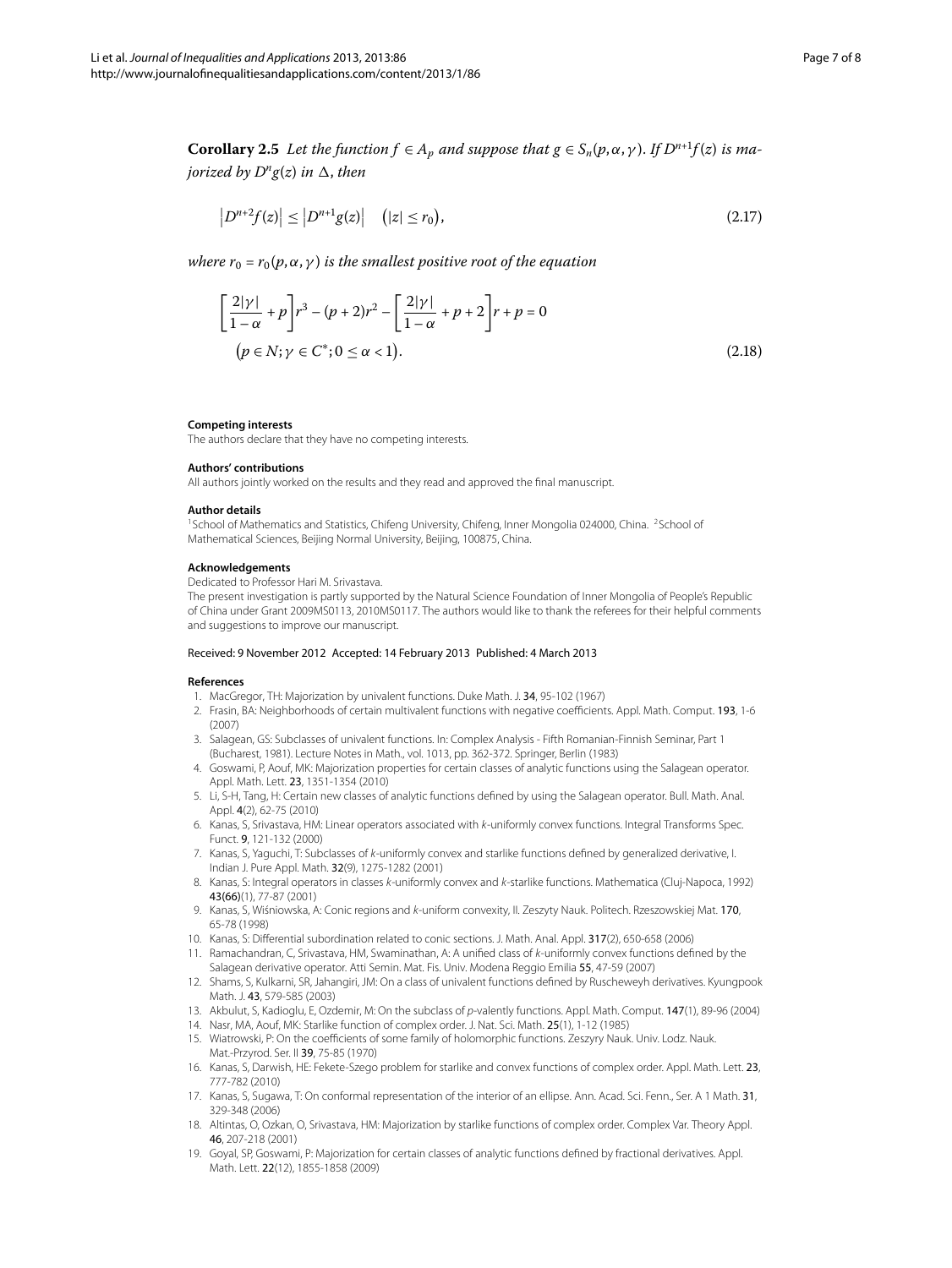**Corollary 2.5** *Let the function $f \in A_p$ and suppose that $g \in S_n(p, \alpha, \gamma)$. If $D^{n+1}f(z)$ is majorized by $D^n g(z)$ in $\Delta$, then*

$$\left|D^{n+2}f(z)\right| \leq \left|D^{n+1}g(z)\right| \quad \left(|z| \leq r_0\right), \tag{2.17}$$

*where $r_0 = r_0(p, \alpha, \gamma)$ is the smallest positive root of the equation*

$$\begin{aligned} &\left[\frac{2|\gamma|}{1-\alpha} + p\right]r^3 - (p+2)r^2 - \left[\frac{2|\gamma|}{1-\alpha} + p + 2\right]r + p = 0 \\ &\left(p \in N; \gamma \in C^*; 0 \leq \alpha < 1\right). \end{aligned} \tag{2.18}$$

#### Competing interests

The authors declare that they have no competing interests.

#### Authors' contributions

All authors jointly worked on the results and they read and approved the final manuscript.

#### Author details

[1] School of Mathematics and Statistics, Chifeng University, Chifeng, Inner Mongolia 024000, China. [2] School of Mathematical Sciences, Beijing Normal University, Beijing, 100875, China.

#### Acknowledgements

Dedicated to Professor Hari M. Srivastava.

The present investigation is partly supported by the Natural Science Foundation of Inner Mongolia of People's Republic of China under Grant 2009MS0113, 2010MS0117. The authors would like to thank the referees for their helpful comments and suggestions to improve our manuscript.

Received: 9 November 2012 Accepted: 14 February 2013 Published: 4 March 2013

#### References

1. MacGregor, TH: Majorization by univalent functions. Duke Math. J. **34**, 95-102 (1967)
2. Frasin, BA: Neighborhoods of certain multivalent functions with negative coefficients. Appl. Math. Comput. **193**, 1-6 (2007)
3. Salagean, GS: Subclasses of univalent functions. In: Complex Analysis - Fifth Romanian-Finnish Seminar, Part 1 (Bucharest, 1981). Lecture Notes in Math., vol. 1013, pp. 362-372. Springer, Berlin (1983)
4. Goswami, P, Aouf, MK: Majorization properties for certain classes of analytic functions using the Salagean operator. Appl. Math. Lett. **23**, 1351-1354 (2010)
5. Li, S-H, Tang, H: Certain new classes of analytic functions defined by using the Salagean operator. Bull. Math. Anal. Appl. **4**(2), 62-75 (2010)
6. Kanas, S, Srivastava, HM: Linear operators associated with *k*-uniformly convex functions. Integral Transforms Spec. Funct. **9**, 121-132 (2000)
7. Kanas, S, Yaguchi, T: Subclasses of *k*-uniformly convex and starlike functions defined by generalized derivative, I. Indian J. Pure Appl. Math. **32**(9), 1275-1282 (2001)
8. Kanas, S: Integral operators in classes *k*-uniformly convex and *k*-starlike functions. Mathematica (Cluj-Napoca, 1992) **43(66)**(1), 77-87 (2001)
9. Kanas, S, Wiśniowska, A: Conic regions and *k*-uniform convexity, II. Zeszyty Nauk. Politech. Rzeszowskiej Mat. **170**, 65-78 (1998)
10. Kanas, S: Differential subordination related to conic sections. J. Math. Anal. Appl. **317**(2), 650-658 (2006)
11. Ramachandran, C, Srivastava, HM, Swaminathan, A: A unified class of *k*-uniformly convex functions defined by the Salagean derivative operator. Atti Semin. Mat. Fis. Univ. Modena Reggio Emilia **55**, 47-59 (2007)
12. Shams, S, Kulkarni, SR, Jahangiri, JM: On a class of univalent functions defined by Ruscheweyh derivatives. Kyungpook Math. J. **43**, 579-585 (2003)
13. Akbulut, S, Kadioglu, E, Ozdemir, M: On the subclass of *p*-valently functions. Appl. Math. Comput. **147**(1), 89-96 (2004)
14. Nasr, MA, Aouf, MK: Starlike function of complex order. J. Nat. Sci. Math. **25**(1), 1-12 (1985)
15. Wiatrowski, P: On the coefficients of some family of holomorphic functions. Zeszyry Nauk. Univ. Lodz. Nauk. Mat.-Przyrod. Ser. II **39**, 75-85 (1970)
16. Kanas, S, Darwish, HE: Fekete-Szego problem for starlike and convex functions of complex order. Appl. Math. Lett. **23**, 777-782 (2010)
17. Kanas, S, Sugawa, T: On conformal representation of the interior of an ellipse. Ann. Acad. Sci. Fenn., Ser. A 1 Math. **31**, 329-348 (2006)
18. Altintas, O, Ozkan, O, Srivastava, HM: Majorization by starlike functions of complex order. Complex Var. Theory Appl. **46**, 207-218 (2001)
19. Goyal, SP, Goswami, P: Majorization for certain classes of analytic functions defined by fractional derivatives. Appl. Math. Lett. **22**(12), 1855-1858 (2009)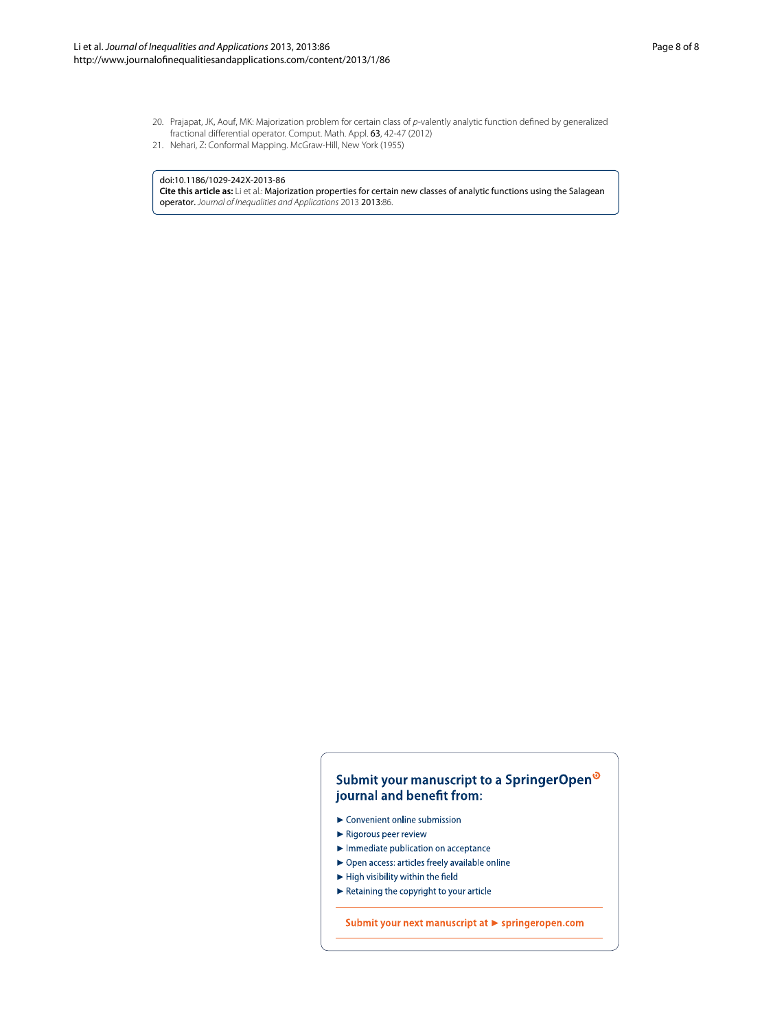20. Prajapat, JK, Aouf, MK: Majorization problem for certain class of $p$-valently analytic function defined by generalized fractional differential operator. Comput. Math. Appl. **63**, 42-47 (2012)
21. Nehari, Z: Conformal Mapping. McGraw-Hill, New York (1955)

doi:10.1186/1029-242X-2013-86
**Cite this article as:** Li et al.: Majorization properties for certain new classes of analytic functions using the Salagean operator. *Journal of Inequalities and Applications* 2013 **2013**:86.

**Submit your manuscript to a SpringerOpen journal and benefit from:**

- ► Convenient online submission
- ► Rigorous peer review
- ► Immediate publication on acceptance
- ► Open access: articles freely available online
- ► High visibility within the field
- ► Retaining the copyright to your article

**Submit your next manuscript at ► springeropen.com**